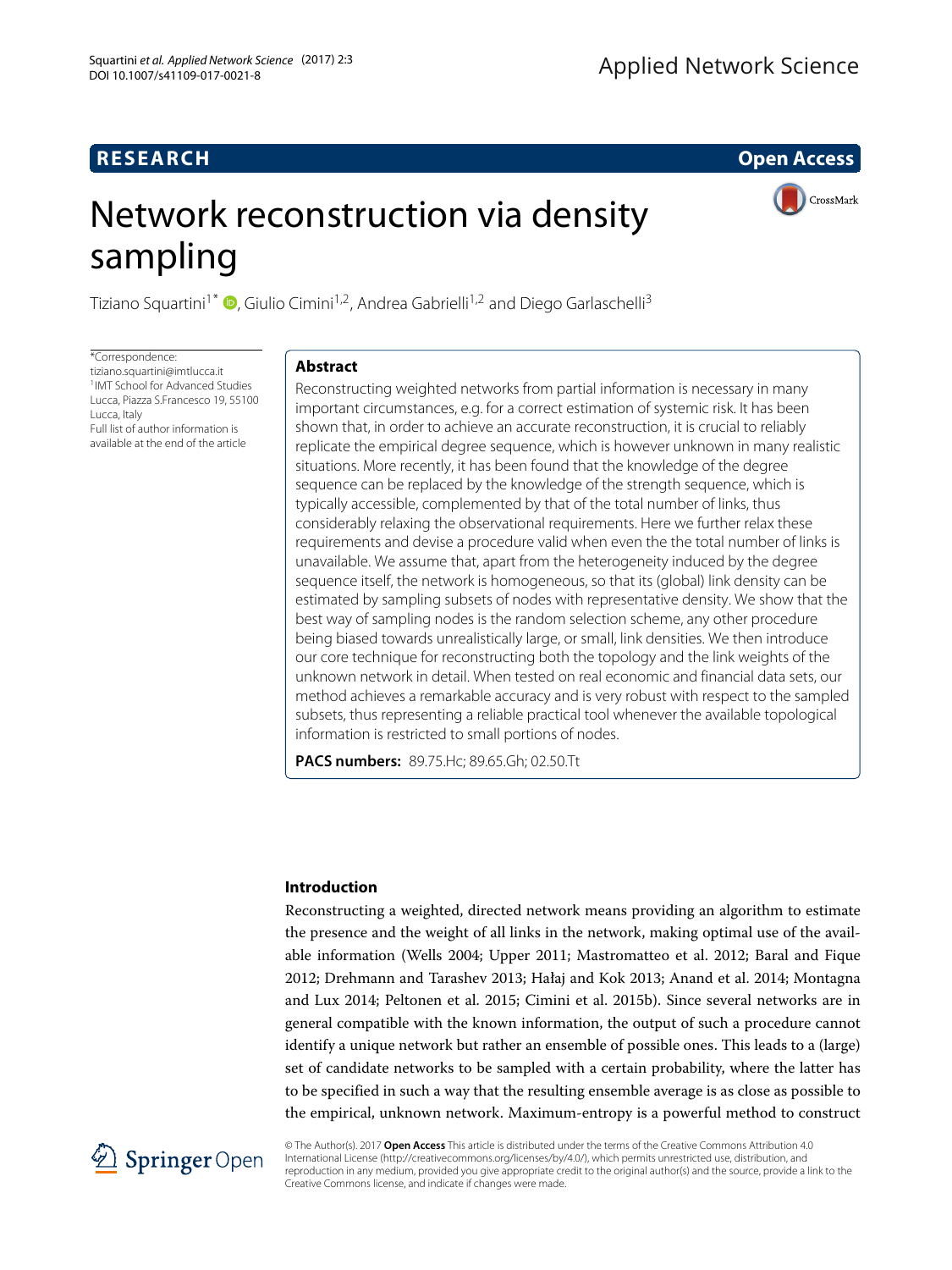RESEARCH

Open Access

# Network reconstruction via density sampling

Tiziano Squartini[1*], Giulio Cimini[1,2], Andrea Gabrielli[1,2] and Diego Garlaschelli[3]

*Correspondence: tiziano.squartini@imtlucca.it
[1]IMT School for Advanced Studies Lucca, Piazza S.Francesco 19, 55100 Lucca, Italy
Full list of author information is available at the end of the article

## Abstract

Reconstructing weighted networks from partial information is necessary in many important circumstances, e.g. for a correct estimation of systemic risk. It has been shown that, in order to achieve an accurate reconstruction, it is crucial to reliably replicate the empirical degree sequence, which is however unknown in many realistic situations. More recently, it has been found that the knowledge of the degree sequence can be replaced by the knowledge of the strength sequence, which is typically accessible, complemented by that of the total number of links, thus considerably relaxing the observational requirements. Here we further relax these requirements and devise a procedure valid when even the the total number of links is unavailable. We assume that, apart from the heterogeneity induced by the degree sequence itself, the network is homogeneous, so that its (global) link density can be estimated by sampling subsets of nodes with representative density. We show that the best way of sampling nodes is the random selection scheme, any other procedure being biased towards unrealistically large, or small, link densities. We then introduce our core technique for reconstructing both the topology and the link weights of the unknown network in detail. When tested on real economic and financial data sets, our method achieves a remarkable accuracy and is very robust with respect to the sampled subsets, thus representing a reliable practical tool whenever the available topological information is restricted to small portions of nodes.

**PACS numbers:** 89.75.Hc; 89.65.Gh; 02.50.Tt

## Introduction

Reconstructing a weighted, directed network means providing an algorithm to estimate the presence and the weight of all links in the network, making optimal use of the available information (Wells 2004; Upper 2011; Mastromatteo et al. 2012; Baral and Fique 2012; Drehmann and Tarashev 2013; Hałaj and Kok 2013; Anand et al. 2014; Montagna and Lux 2014; Peltonen et al. 2015; Cimini et al. 2015b). Since several networks are in general compatible with the known information, the output of such a procedure cannot identify a unique network but rather an ensemble of possible ones. This leads to a (large) set of candidate networks to be sampled with a certain probability, where the latter has to be specified in such a way that the resulting ensemble average is as close as possible to the empirical, unknown network. Maximum-entropy is a powerful method to construct

© The Author(s). 2017 **Open Access** This article is distributed under the terms of the Creative Commons Attribution 4.0 International License (http://creativecommons.org/licenses/by/4.0/), which permits unrestricted use, distribution, and reproduction in any medium, provided you give appropriate credit to the original author(s) and the source, provide a link to the Creative Commons license, and indicate if changes were made.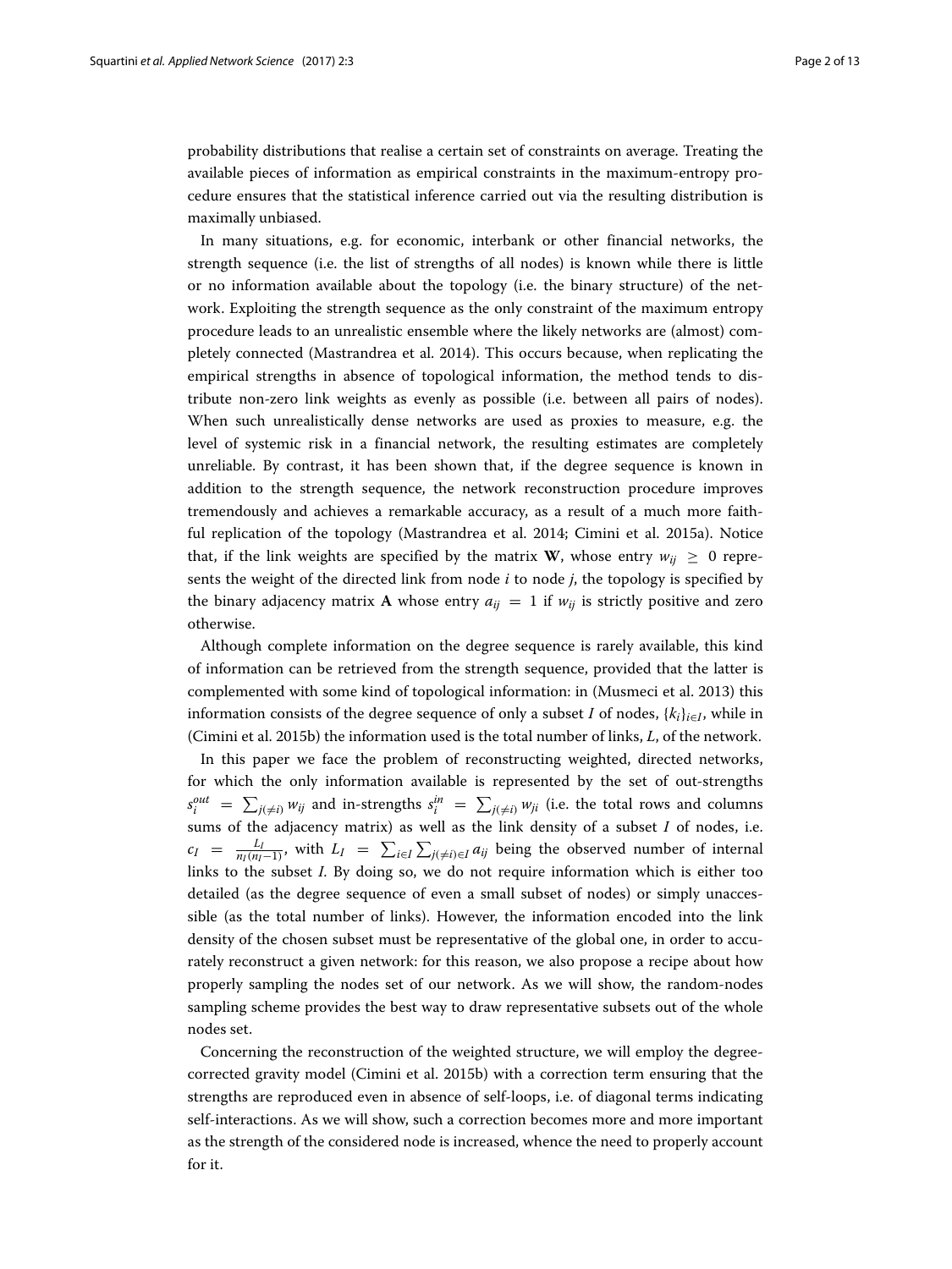probability distributions that realise a certain set of constraints on average. Treating the available pieces of information as empirical constraints in the maximum-entropy procedure ensures that the statistical inference carried out via the resulting distribution is maximally unbiased.

In many situations, e.g. for economic, interbank or other financial networks, the strength sequence (i.e. the list of strengths of all nodes) is known while there is little or no information available about the topology (i.e. the binary structure) of the network. Exploiting the strength sequence as the only constraint of the maximum entropy procedure leads to an unrealistic ensemble where the likely networks are (almost) completely connected (Mastrandrea et al. 2014). This occurs because, when replicating the empirical strengths in absence of topological information, the method tends to distribute non-zero link weights as evenly as possible (i.e. between all pairs of nodes). When such unrealistically dense networks are used as proxies to measure, e.g. the level of systemic risk in a financial network, the resulting estimates are completely unreliable. By contrast, it has been shown that, if the degree sequence is known in addition to the strength sequence, the network reconstruction procedure improves tremendously and achieves a remarkable accuracy, as a result of a much more faithful replication of the topology (Mastrandrea et al. 2014; Cimini et al. 2015a). Notice that, if the link weights are specified by the matrix $\mathbf{W}$, whose entry $w_{ij} \geq 0$ represents the weight of the directed link from node $i$ to node $j$, the topology is specified by the binary adjacency matrix $\mathbf{A}$ whose entry $a_{ij} = 1$ if $w_{ij}$ is strictly positive and zero otherwise.

Although complete information on the degree sequence is rarely available, this kind of information can be retrieved from the strength sequence, provided that the latter is complemented with some kind of topological information: in (Musmeci et al. 2013) this information consists of the degree sequence of only a subset $I$ of nodes, $\{k_i\}_{i \in I}$, while in (Cimini et al. 2015b) the information used is the total number of links, $L$, of the network.

In this paper we face the problem of reconstructing weighted, directed networks, for which the only information available is represented by the set of out-strengths $s_i^{out} = \sum_{j(\neq i)} w_{ij}$ and in-strengths $s_i^{in} = \sum_{j(\neq i)} w_{ji}$ (i.e. the total rows and columns sums of the adjacency matrix) as well as the link density of a subset $I$ of nodes, i.e. $c_I = \frac{L_I}{n_I(n_I-1)}$, with $L_I = \sum_{i \in I} \sum_{j(\neq i) \in I} a_{ij}$ being the observed number of internal links to the subset $I$. By doing so, we do not require information which is either too detailed (as the degree sequence of even a small subset of nodes) or simply unaccessible (as the total number of links). However, the information encoded into the link density of the chosen subset must be representative of the global one, in order to accurately reconstruct a given network: for this reason, we also propose a recipe about how properly sampling the nodes set of our network. As we will show, the random-nodes sampling scheme provides the best way to draw representative subsets out of the whole nodes set.

Concerning the reconstruction of the weighted structure, we will employ the degree-corrected gravity model (Cimini et al. 2015b) with a correction term ensuring that the strengths are reproduced even in absence of self-loops, i.e. of diagonal terms indicating self-interactions. As we will show, such a correction becomes more and more important as the strength of the considered node is increased, whence the need to properly account for it.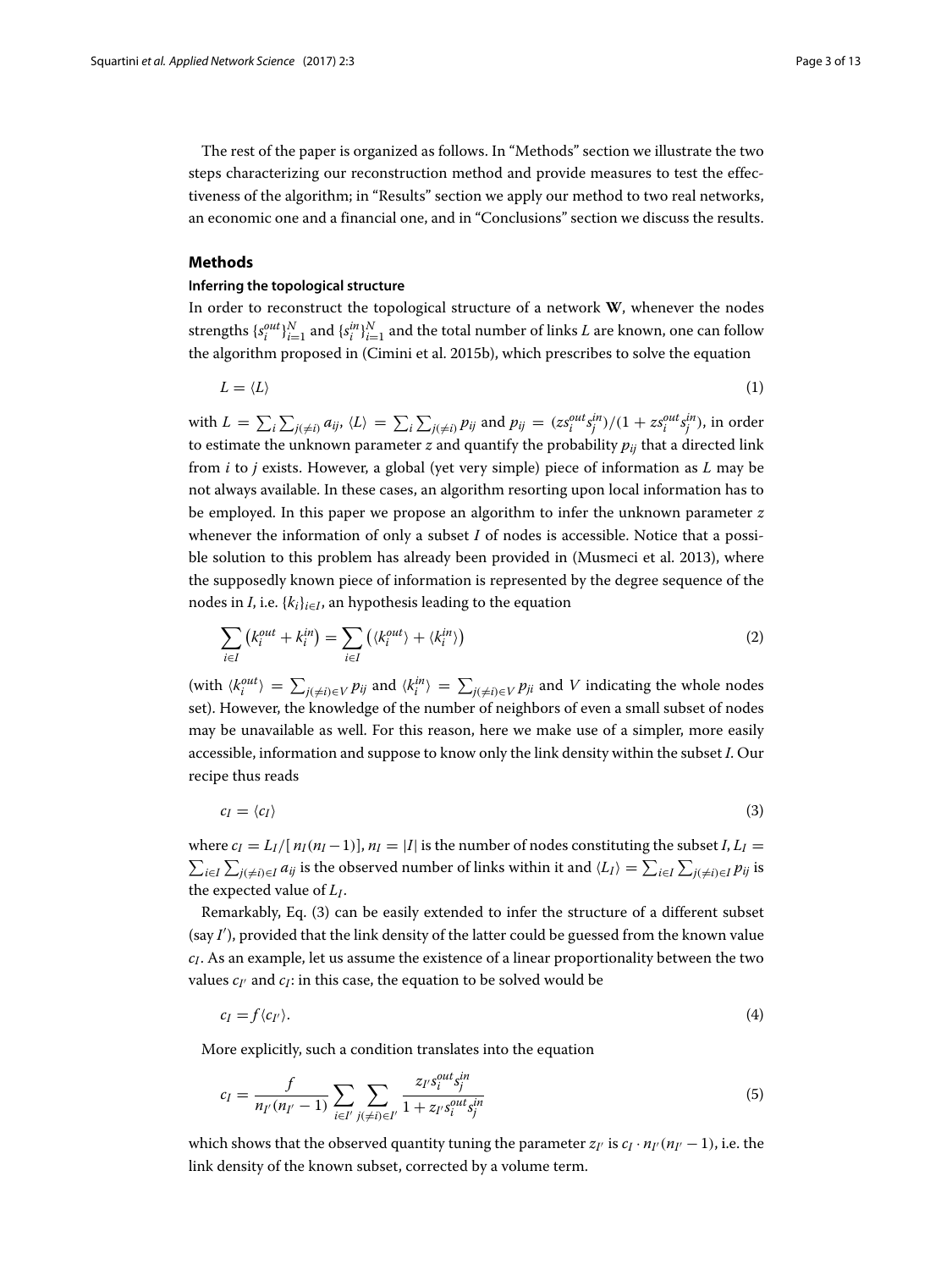The rest of the paper is organized as follows. In "Methods" section we illustrate the two steps characterizing our reconstruction method and provide measures to test the effectiveness of the algorithm; in "Results" section we apply our method to two real networks, an economic one and a financial one, and in "Conclusions" section we discuss the results.

## Methods

### Inferring the topological structure

In order to reconstruct the topological structure of a network $\mathbf{W}$, whenever the nodes strengths $\{s_i^{out}\}_{i=1}^N$ and $\{s_i^{in}\}_{i=1}^N$ and the total number of links $L$ are known, one can follow the algorithm proposed in (Cimini et al. 2015b), which prescribes to solve the equation

$$L = \langle L \rangle \tag{1}$$

with $L = \sum_i \sum_{j(\neq i)} a_{ij}$, $\langle L \rangle = \sum_i \sum_{j(\neq i)} p_{ij}$ and $p_{ij} = (z s_i^{out} s_j^{in})/(1 + z s_i^{out} s_j^{in})$, in order to estimate the unknown parameter $z$ and quantify the probability $p_{ij}$ that a directed link from $i$ to $j$ exists. However, a global (yet very simple) piece of information as $L$ may be not always available. In these cases, an algorithm resorting upon local information has to be employed. In this paper we propose an algorithm to infer the unknown parameter $z$ whenever the information of only a subset $I$ of nodes is accessible. Notice that a possible solution to this problem has already been provided in (Musmeci et al. 2013), where the supposedly known piece of information is represented by the degree sequence of the nodes in $I$, i.e. $\{k_i\}_{i \in I}$, an hypothesis leading to the equation

$$\sum_{i \in I} \left( k_i^{out} + k_i^{in} \right) = \sum_{i \in I} \left( \langle k_i^{out} \rangle + \langle k_i^{in} \rangle \right) \tag{2}$$

(with $\langle k_i^{out} \rangle = \sum_{j(\neq i) \in V} p_{ij}$ and $\langle k_i^{in} \rangle = \sum_{j(\neq i) \in V} p_{ji}$ and $V$ indicating the whole nodes set). However, the knowledge of the number of neighbors of even a small subset of nodes may be unavailable as well. For this reason, here we make use of a simpler, more easily accessible, information and suppose to know only the link density within the subset $I$. Our recipe thus reads

$$c_I = \langle c_I \rangle \tag{3}$$

where $c_I = L_I / [\, n_I (n_I - 1)]$, $n_I = |I|$ is the number of nodes constituting the subset $I$, $L_I = \sum_{i \in I} \sum_{j(\neq i) \in I} a_{ij}$ is the observed number of links within it and $\langle L_I \rangle = \sum_{i \in I} \sum_{j(\neq i) \in I} p_{ij}$ is the expected value of $L_I$.

Remarkably, Eq. (3) can be easily extended to infer the structure of a different subset (say $I'$), provided that the link density of the latter could be guessed from the known value $c_I$. As an example, let us assume the existence of a linear proportionality between the two values $c_{I'}$ and $c_I$: in this case, the equation to be solved would be

$$c_I = f \langle c_{I'} \rangle. \tag{4}$$

More explicitly, such a condition translates into the equation

$$c_I = \frac{f}{n_{I'}(n_{I'} - 1)} \sum_{i \in I'} \sum_{j(\neq i) \in I'} \frac{z_{I'} s_i^{out} s_j^{in}}{1 + z_{I'} s_i^{out} s_j^{in}} \tag{5}$$

which shows that the observed quantity tuning the parameter $z_{I'}$ is $c_I \cdot n_{I'}(n_{I'} - 1)$, i.e. the link density of the known subset, corrected by a volume term.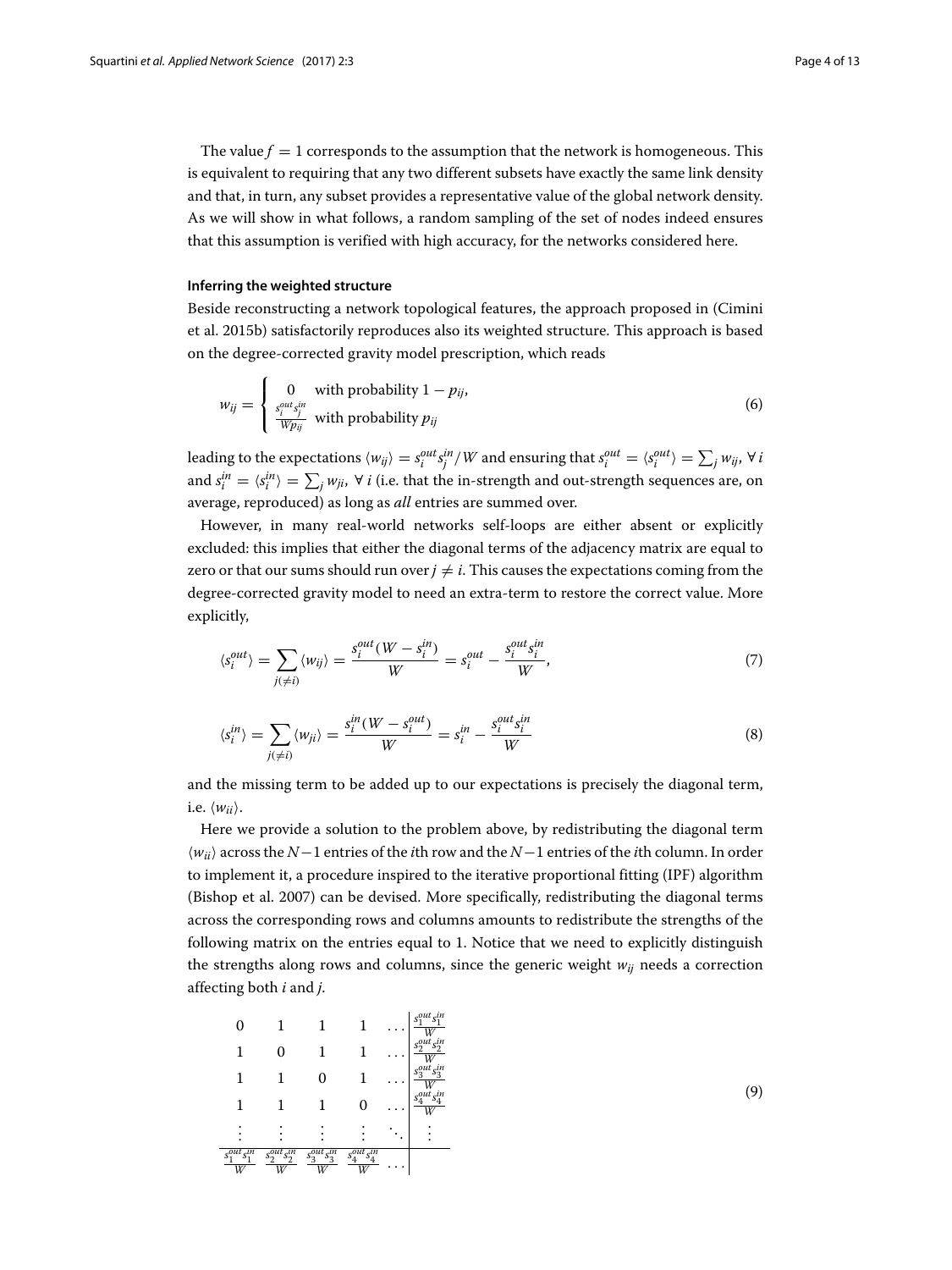The value $f = 1$ corresponds to the assumption that the network is homogeneous. This is equivalent to requiring that any two different subsets have exactly the same link density and that, in turn, any subset provides a representative value of the global network density. As we will show in what follows, a random sampling of the set of nodes indeed ensures that this assumption is verified with high accuracy, for the networks considered here.

#### Inferring the weighted structure

Beside reconstructing a network topological features, the approach proposed in (Cimini et al. 2015b) satisfactorily reproduces also its weighted structure. This approach is based on the degree-corrected gravity model prescription, which reads

$$w_{ij} = \begin{cases} 0 & \text{with probability } 1 - p_{ij}, \\ \frac{s_i^{out} s_j^{in}}{W p_{ij}} & \text{with probability } p_{ij} \end{cases} \tag{6}$$

leading to the expectations $\langle w_{ij} \rangle = s_i^{out} s_j^{in} / W$ and ensuring that $s_i^{out} = \langle s_i^{out} \rangle = \sum_j w_{ij}$, $\forall\, i$ and $s_i^{in} = \langle s_i^{in} \rangle = \sum_j w_{ji}$, $\forall\, i$ (i.e. that the in-strength and out-strength sequences are, on average, reproduced) as long as *all* entries are summed over.

However, in many real-world networks self-loops are either absent or explicitly excluded: this implies that either the diagonal terms of the adjacency matrix are equal to zero or that our sums should run over $j \neq i$. This causes the expectations coming from the degree-corrected gravity model to need an extra-term to restore the correct value. More explicitly,

$$\langle s_i^{out} \rangle = \sum_{j(\neq i)} \langle w_{ij} \rangle = \frac{s_i^{out}(W - s_i^{in})}{W} = s_i^{out} - \frac{s_i^{out} s_i^{in}}{W}, \tag{7}$$

$$\langle s_i^{in} \rangle = \sum_{j(\neq i)} \langle w_{ji} \rangle = \frac{s_i^{in}(W - s_i^{out})}{W} = s_i^{in} - \frac{s_i^{out} s_i^{in}}{W} \tag{8}$$

and the missing term to be added up to our expectations is precisely the diagonal term, i.e. $\langle w_{ii} \rangle$.

Here we provide a solution to the problem above, by redistributing the diagonal term $\langle w_{ii} \rangle$ across the $N-1$ entries of the $i$th row and the $N-1$ entries of the $i$th column. In order to implement it, a procedure inspired to the iterative proportional fitting (IPF) algorithm (Bishop et al. 2007) can be devised. More specifically, redistributing the diagonal terms across the corresponding rows and columns amounts to redistribute the strengths of the following matrix on the entries equal to 1. Notice that we need to explicitly distinguish the strengths along rows and columns, since the generic weight $w_{ij}$ needs a correction affecting both $i$ and $j$.

$$\begin{array}{ccccc|c}
0 & 1 & 1 & 1 & \dots & \frac{s_1^{out} s_1^{in}}{W} \\
1 & 0 & 1 & 1 & \dots & \frac{s_2^{out} s_2^{in}}{W} \\
1 & 1 & 0 & 1 & \dots & \frac{s_3^{out} s_3^{in}}{W} \\
1 & 1 & 1 & 0 & \dots & \frac{s_4^{out} s_4^{in}}{W} \\
\vdots & \vdots & \vdots & \vdots & \ddots & \vdots \\
\hline
\frac{s_1^{out} s_1^{in}}{W} & \frac{s_2^{out} s_2^{in}}{W} & \frac{s_3^{out} s_3^{in}}{W} & \frac{s_4^{out} s_4^{in}}{W} & \dots &
\end{array} \tag{9}$$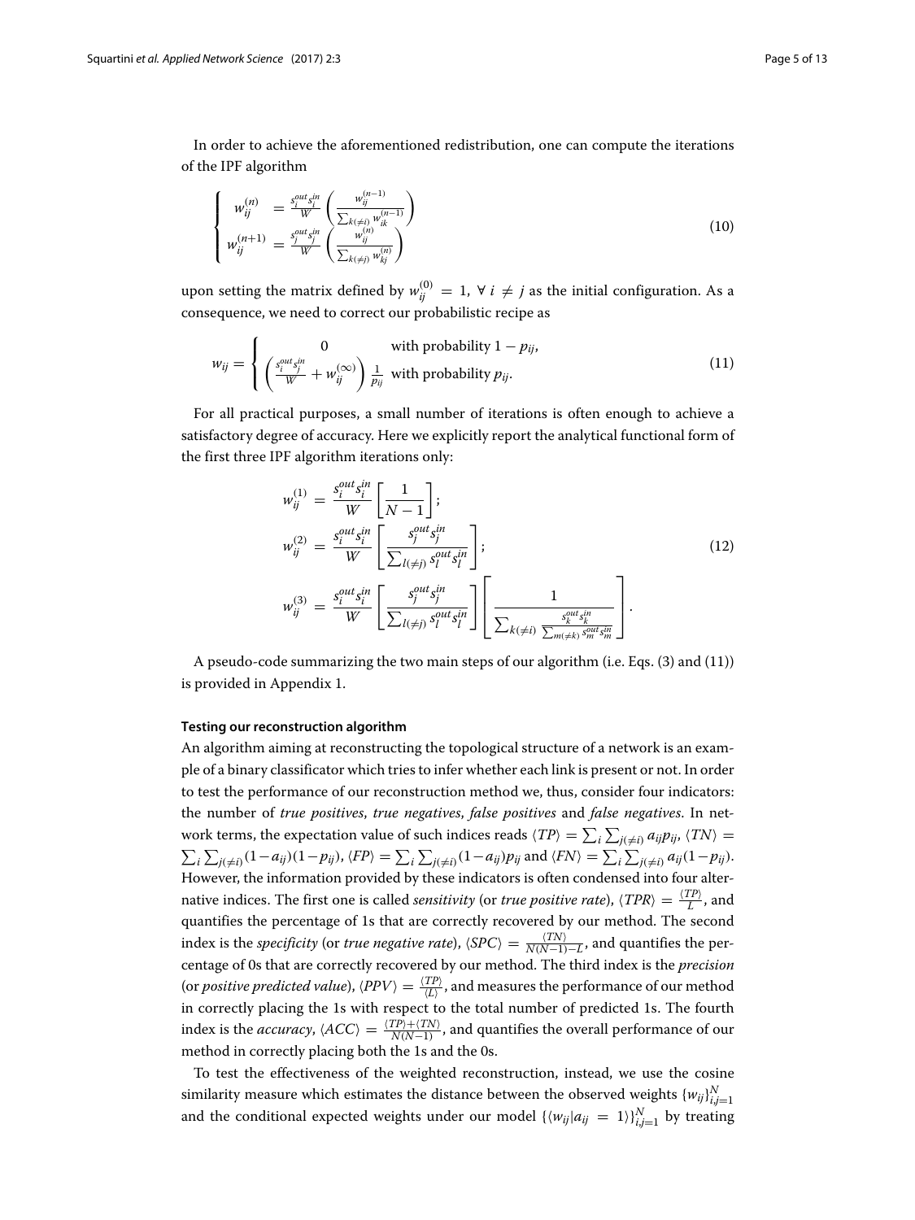In order to achieve the aforementioned redistribution, one can compute the iterations of the IPF algorithm

$$
\begin{cases}
w_{ij}^{(n)} &= \frac{s_i^{out} s_i^{in}}{W} \left( \frac{w_{ij}^{(n-1)}}{\sum_{k(\neq i)} w_{ik}^{(n-1)}} \right) \\
w_{ij}^{(n+1)} &= \frac{s_j^{out} s_j^{in}}{W} \left( \frac{w_{ij}^{(n)}}{\sum_{k(\neq j)} w_{kj}^{(n)}} \right)
\end{cases}
\tag{10}
$$

upon setting the matrix defined by $w_{ij}^{(0)} = 1, \; \forall\, i \neq j$ as the initial configuration. As a consequence, we need to correct our probabilistic recipe as

$$
w_{ij} = \begin{cases} 0 & \text{with probability } 1 - p_{ij}, \\ \left( \frac{s_i^{out} s_j^{in}}{W} + w_{ij}^{(\infty)} \right) \frac{1}{p_{ij}} & \text{with probability } p_{ij}. \end{cases}
\tag{11}
$$

For all practical purposes, a small number of iterations is often enough to achieve a satisfactory degree of accuracy. Here we explicitly report the analytical functional form of the first three IPF algorithm iterations only:

$$
\begin{aligned}
w_{ij}^{(1)} &= \frac{s_i^{out} s_i^{in}}{W} \left[ \frac{1}{N-1} \right]; \\
w_{ij}^{(2)} &= \frac{s_i^{out} s_i^{in}}{W} \left[ \frac{s_j^{out} s_j^{in}}{\sum_{l(\neq j)} s_l^{out} s_l^{in}} \right]; \\
w_{ij}^{(3)} &= \frac{s_i^{out} s_i^{in}}{W} \left[ \frac{s_j^{out} s_j^{in}}{\sum_{l(\neq j)} s_l^{out} s_l^{in}} \right] \left[ \frac{1}{\sum_{k(\neq i)} \frac{s_k^{out} s_k^{in}}{\sum_{m(\neq k)} s_m^{out} s_m^{in}}} \right].
\end{aligned}
\tag{12}
$$

A pseudo-code summarizing the two main steps of our algorithm (i.e. Eqs. (3) and (11)) is provided in Appendix 1.

#### Testing our reconstruction algorithm

An algorithm aiming at reconstructing the topological structure of a network is an example of a binary classificator which tries to infer whether each link is present or not. In order to test the performance of our reconstruction method we, thus, consider four indicators: the number of *true positives*, *true negatives*, *false positives* and *false negatives*. In network terms, the expectation value of such indices reads $\langle TP \rangle = \sum_i \sum_{j(\neq i)} a_{ij} p_{ij}$, $\langle TN \rangle = \sum_i \sum_{j(\neq i)} (1 - a_{ij})(1 - p_{ij})$, $\langle FP \rangle = \sum_i \sum_{j(\neq i)} (1 - a_{ij}) p_{ij}$ and $\langle FN \rangle = \sum_i \sum_{j(\neq i)} a_{ij}(1 - p_{ij})$. However, the information provided by these indicators is often condensed into four alternative indices. The first one is called *sensitivity* (or *true positive rate*), $\langle TPR \rangle = \frac{\langle TP \rangle}{L}$, and quantifies the percentage of 1s that are correctly recovered by our method. The second index is the *specificity* (or *true negative rate*), $\langle SPC \rangle = \frac{\langle TN \rangle}{N(N-1)-L}$, and quantifies the percentage of 0s that are correctly recovered by our method. The third index is the *precision* (or *positive predicted value*), $\langle PPV \rangle = \frac{\langle TP \rangle}{\langle L \rangle}$, and measures the performance of our method in correctly placing the 1s with respect to the total number of predicted 1s. The fourth index is the *accuracy*, $\langle ACC \rangle = \frac{\langle TP \rangle + \langle TN \rangle}{N(N-1)}$, and quantifies the overall performance of our method in correctly placing both the 1s and the 0s.

To test the effectiveness of the weighted reconstruction, instead, we use the cosine similarity measure which estimates the distance between the observed weights $\{w_{ij}\}_{i,j=1}^N$ and the conditional expected weights under our model $\{\langle w_{ij} | a_{ij} = 1 \rangle\}_{i,j=1}^N$ by treating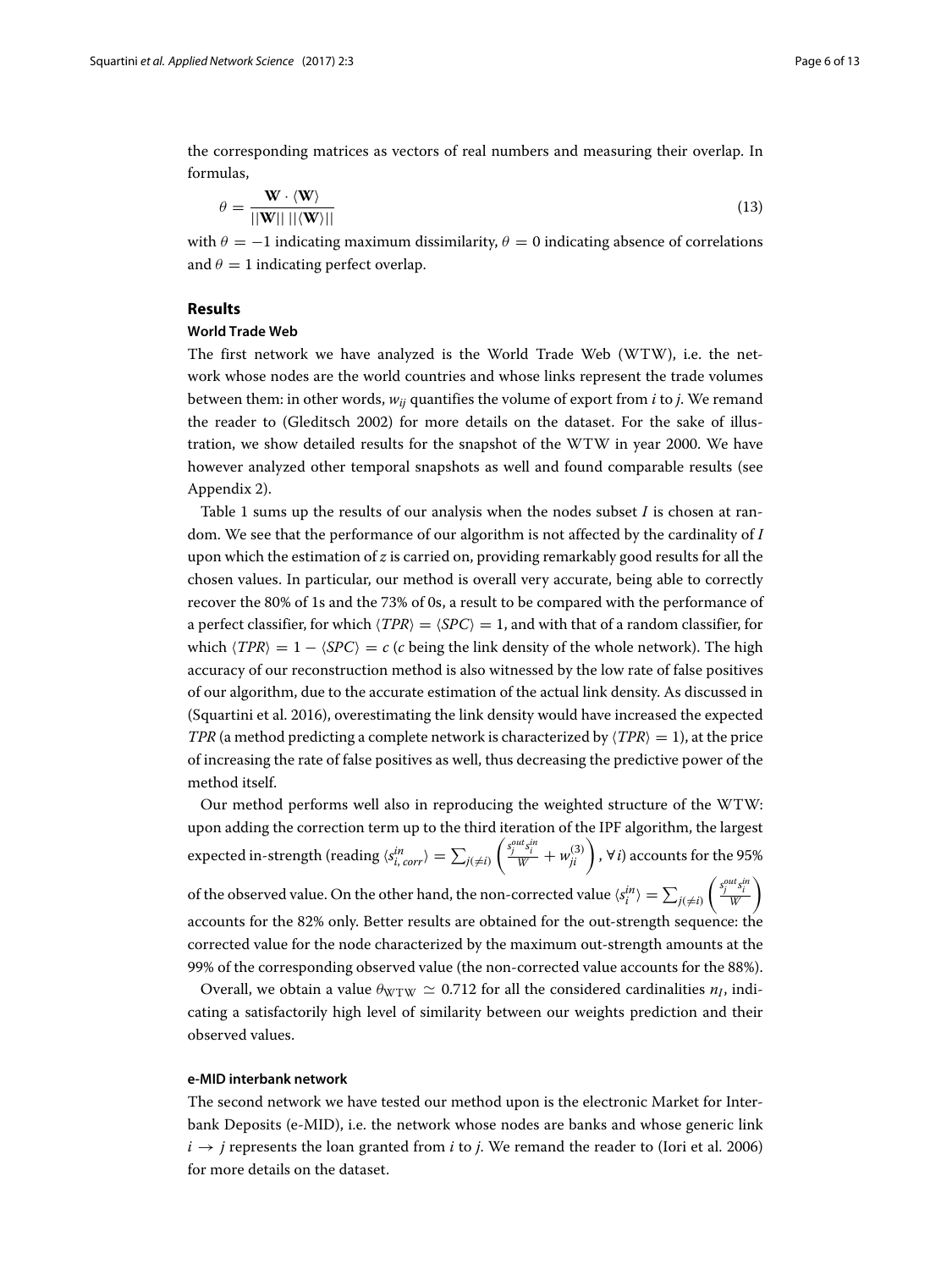the corresponding matrices as vectors of real numbers and measuring their overlap. In formulas,

$$\theta = \frac{\mathbf{W} \cdot \langle \mathbf{W} \rangle}{||\mathbf{W}|| \, ||\langle \mathbf{W} \rangle||} \tag{13}$$

with $\theta = -1$ indicating maximum dissimilarity, $\theta = 0$ indicating absence of correlations and $\theta = 1$ indicating perfect overlap.

## Results

### World Trade Web

The first network we have analyzed is the World Trade Web (WTW), i.e. the network whose nodes are the world countries and whose links represent the trade volumes between them: in other words, $w_{ij}$ quantifies the volume of export from $i$ to $j$. We remand the reader to (Gleditsch 2002) for more details on the dataset. For the sake of illustration, we show detailed results for the snapshot of the WTW in year 2000. We have however analyzed other temporal snapshots as well and found comparable results (see Appendix 2).

Table 1 sums up the results of our analysis when the nodes subset $I$ is chosen at random. We see that the performance of our algorithm is not affected by the cardinality of $I$ upon which the estimation of $z$ is carried on, providing remarkably good results for all the chosen values. In particular, our method is overall very accurate, being able to correctly recover the 80% of 1s and the 73% of 0s, a result to be compared with the performance of a perfect classifier, for which $\langle TPR \rangle = \langle SPC \rangle = 1$, and with that of a random classifier, for which $\langle TPR \rangle = 1 - \langle SPC \rangle = c$ ($c$ being the link density of the whole network). The high accuracy of our reconstruction method is also witnessed by the low rate of false positives of our algorithm, due to the accurate estimation of the actual link density. As discussed in (Squartini et al. 2016), overestimating the link density would have increased the expected $TPR$ (a method predicting a complete network is characterized by $\langle TPR \rangle = 1$), at the price of increasing the rate of false positives as well, thus decreasing the predictive power of the method itself.

Our method performs well also in reproducing the weighted structure of the WTW: upon adding the correction term up to the third iteration of the IPF algorithm, the largest expected in-strength (reading $\langle s_{i,\,corr}^{in} \rangle = \sum_{j(\neq i)} \left( \frac{s_j^{out} s_i^{in}}{W} + w_{ji}^{(3)} \right)$, $\forall i$) accounts for the 95% of the observed value. On the other hand, the non-corrected value $\langle s_i^{in} \rangle = \sum_{j(\neq i)} \left( \frac{s_j^{out} s_i^{in}}{W} \right)$ accounts for the 82% only. Better results are obtained for the out-strength sequence: the corrected value for the node characterized by the maximum out-strength amounts at the 99% of the corresponding observed value (the non-corrected value accounts for the 88%).

Overall, we obtain a value $\theta_{\text{WTW}} \simeq 0.712$ for all the considered cardinalities $n_I$, indicating a satisfactorily high level of similarity between our weights prediction and their observed values.

### e-MID interbank network

The second network we have tested our method upon is the electronic Market for Interbank Deposits (e-MID), i.e. the network whose nodes are banks and whose generic link $i \to j$ represents the loan granted from $i$ to $j$. We remand the reader to (Iori et al. 2006) for more details on the dataset.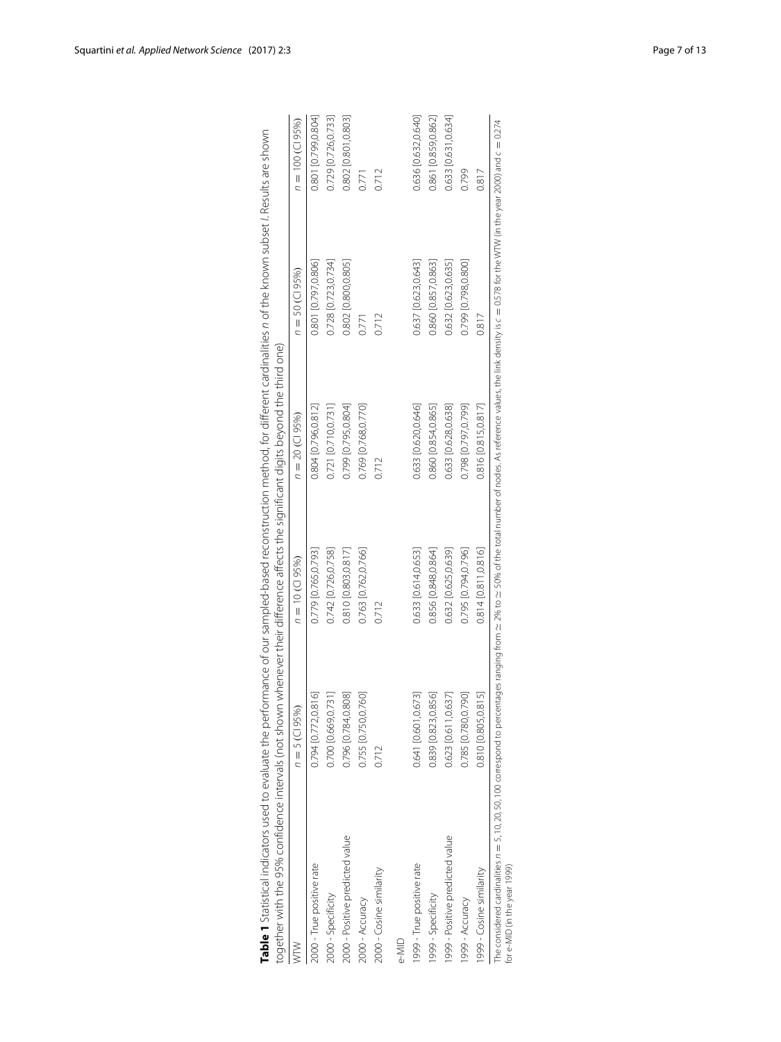**Table 1** Statistical indicators used to evaluate the performance of our sampled-based reconstruction method, for different cardinalities $n$ of the known subset $I$. Results are shown together with the 95% confidence intervals (not shown whenever their difference affects the significant digits beyond the third one)

| WTW | $n = 5$ (CI 95%) | $n = 10$ (CI 95%) | $n = 20$ (CI 95%) | $n = 50$ (CI 95%) | $n = 100$ (CI 95%) |
|---|---|---|---|---|---|
| 2000 - True positive rate | 0.794 [0.772,0.816] | 0.779 [0.765,0.793] | 0.804 [0.796,0.812] | 0.801 [0.797,0.806] | 0.801 [0.799,0.804] |
| 2000 - Specificity | 0.700 [0.669,0.731] | 0.742 [0.726,0.758] | 0.721 [0.710,0.731] | 0.728 [0.723,0.734] | 0.729 [0.726,0.733] |
| 2000 - Positive predicted value | 0.796 [0.784,0.808] | 0.810 [0.803,0.817] | 0.799 [0.795,0.804] | 0.802 [0.800,0.805] | 0.802 [0.801,0.803] |
| 2000 - Accuracy | 0.755 [0.750,0.760] | 0.763 [0.762,0.766] | 0.769 [0.768,0.770] | 0.771 | 0.771 |
| 2000 - Cosine similarity | 0.712 | 0.712 | 0.712 | 0.712 | 0.712 |
| e-MID | | | | | |
| 1999 - True positive rate | 0.641 [0.601,0.673] | 0.633 [0.614,0.653] | 0.633 [0.620,0.646] | 0.637 [0.623,0.643] | 0.636 [0.632,0.640] |
| 1999 - Specificity | 0.839 [0.823,0.856] | 0.856 [0.848,0.864] | 0.860 [0.854,0.865] | 0.860 [0.857,0.863] | 0.861 [0.859,0.862] |
| 1999 - Positive predicted value | 0.623 [0.611,0.637] | 0.632 [0.625,0.639] | 0.633 [0.628,0.638] | 0.632 [0.623,0.635] | 0.633 [0.631,0.634] |
| 1999 - Accuracy | 0.785 [0.780,0.790] | 0.795 [0.794,0.796] | 0.798 [0.797,0.799] | 0.799 [0.798,0.800] | 0.799 |
| 1999 - Cosine similarity | 0.810 [0.805,0.815] | 0.814 [0.811,0.816] | 0.816 [0.815,0.817] | 0.817 | 0.817 |

The considered cardinalities $n = 5, 10, 20, 50, 100$ correspond to percentages ranging from $\simeq 2\%$ to $\simeq 50\%$ of the total number of nodes. As reference values, the link density is $c = 0.578$ for the WTW (in the year 2000) and $c = 0.274$ for e-MID (in the year 1999)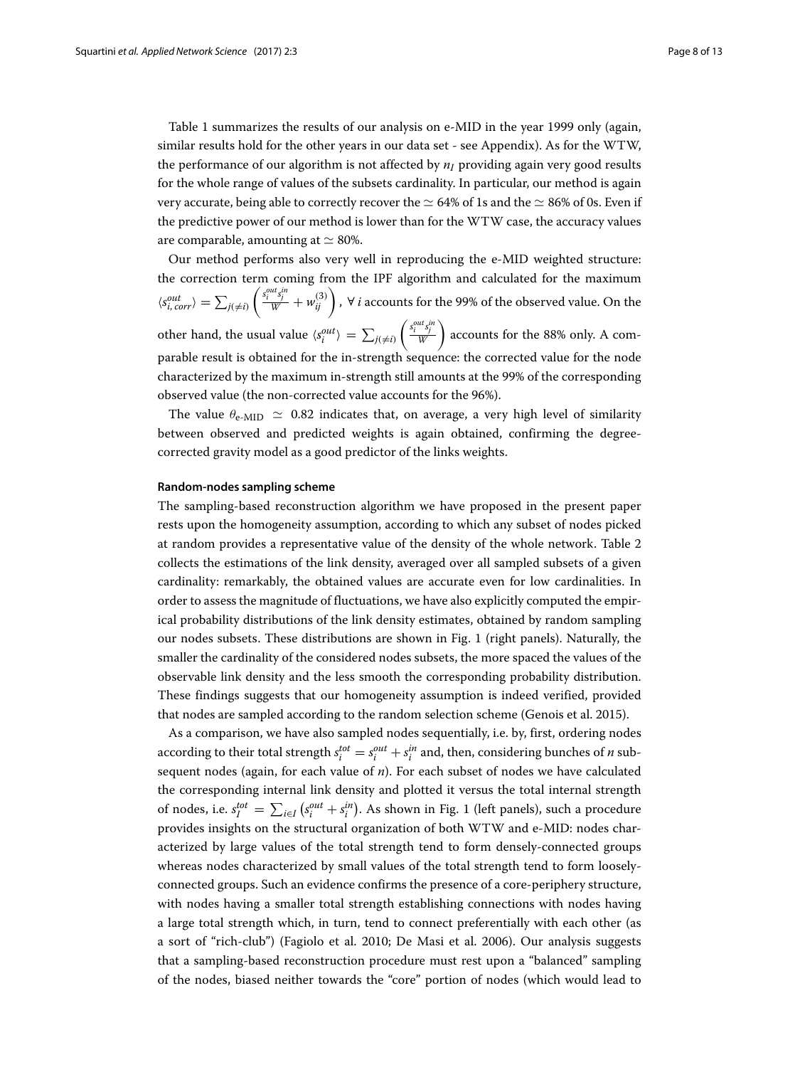Table 1 summarizes the results of our analysis on e-MID in the year 1999 only (again, similar results hold for the other years in our data set - see Appendix). As for the WTW, the performance of our algorithm is not affected by $n_I$ providing again very good results for the whole range of values of the subsets cardinality. In particular, our method is again very accurate, being able to correctly recover the $\simeq 64\%$ of 1s and the $\simeq 86\%$ of 0s. Even if the predictive power of our method is lower than for the WTW case, the accuracy values are comparable, amounting at $\simeq 80\%$.

Our method performs also very well in reproducing the e-MID weighted structure: the correction term coming from the IPF algorithm and calculated for the maximum $\langle s_{i,\,corr}^{out} \rangle = \sum_{j(\neq i)} \left( \frac{s_i^{out} s_j^{in}}{W} + w_{ij}^{(3)} \right)$, $\forall\, i$ accounts for the 99% of the observed value. On the other hand, the usual value $\langle s_i^{out} \rangle = \sum_{j(\neq i)} \left( \frac{s_i^{out} s_j^{in}}{W} \right)$ accounts for the 88% only. A comparable result is obtained for the in-strength sequence: the corrected value for the node characterized by the maximum in-strength still amounts at the 99% of the corresponding observed value (the non-corrected value accounts for the 96%).

The value $\theta_{\text{e-MID}} \simeq 0.82$ indicates that, on average, a very high level of similarity between observed and predicted weights is again obtained, confirming the degree-corrected gravity model as a good predictor of the links weights.

#### Random-nodes sampling scheme

The sampling-based reconstruction algorithm we have proposed in the present paper rests upon the homogeneity assumption, according to which any subset of nodes picked at random provides a representative value of the density of the whole network. Table 2 collects the estimations of the link density, averaged over all sampled subsets of a given cardinality: remarkably, the obtained values are accurate even for low cardinalities. In order to assess the magnitude of fluctuations, we have also explicitly computed the empirical probability distributions of the link density estimates, obtained by random sampling our nodes subsets. These distributions are shown in Fig. 1 (right panels). Naturally, the smaller the cardinality of the considered nodes subsets, the more spaced the values of the observable link density and the less smooth the corresponding probability distribution. These findings suggests that our homogeneity assumption is indeed verified, provided that nodes are sampled according to the random selection scheme (Genois et al. 2015).

As a comparison, we have also sampled nodes sequentially, i.e. by, first, ordering nodes according to their total strength $s_i^{tot} = s_i^{out} + s_i^{in}$ and, then, considering bunches of $n$ subsequent nodes (again, for each value of $n$). For each subset of nodes we have calculated the corresponding internal link density and plotted it versus the total internal strength of nodes, i.e. $s_I^{tot} = \sum_{i \in I} \left( s_i^{out} + s_i^{in} \right)$. As shown in Fig. 1 (left panels), such a procedure provides insights on the structural organization of both WTW and e-MID: nodes characterized by large values of the total strength tend to form densely-connected groups whereas nodes characterized by small values of the total strength tend to form loosely-connected groups. Such an evidence confirms the presence of a core-periphery structure, with nodes having a smaller total strength establishing connections with nodes having a large total strength which, in turn, tend to connect preferentially with each other (as a sort of "rich-club") (Fagiolo et al. 2010; De Masi et al. 2006). Our analysis suggests that a sampling-based reconstruction procedure must rest upon a "balanced" sampling of the nodes, biased neither towards the "core" portion of nodes (which would lead to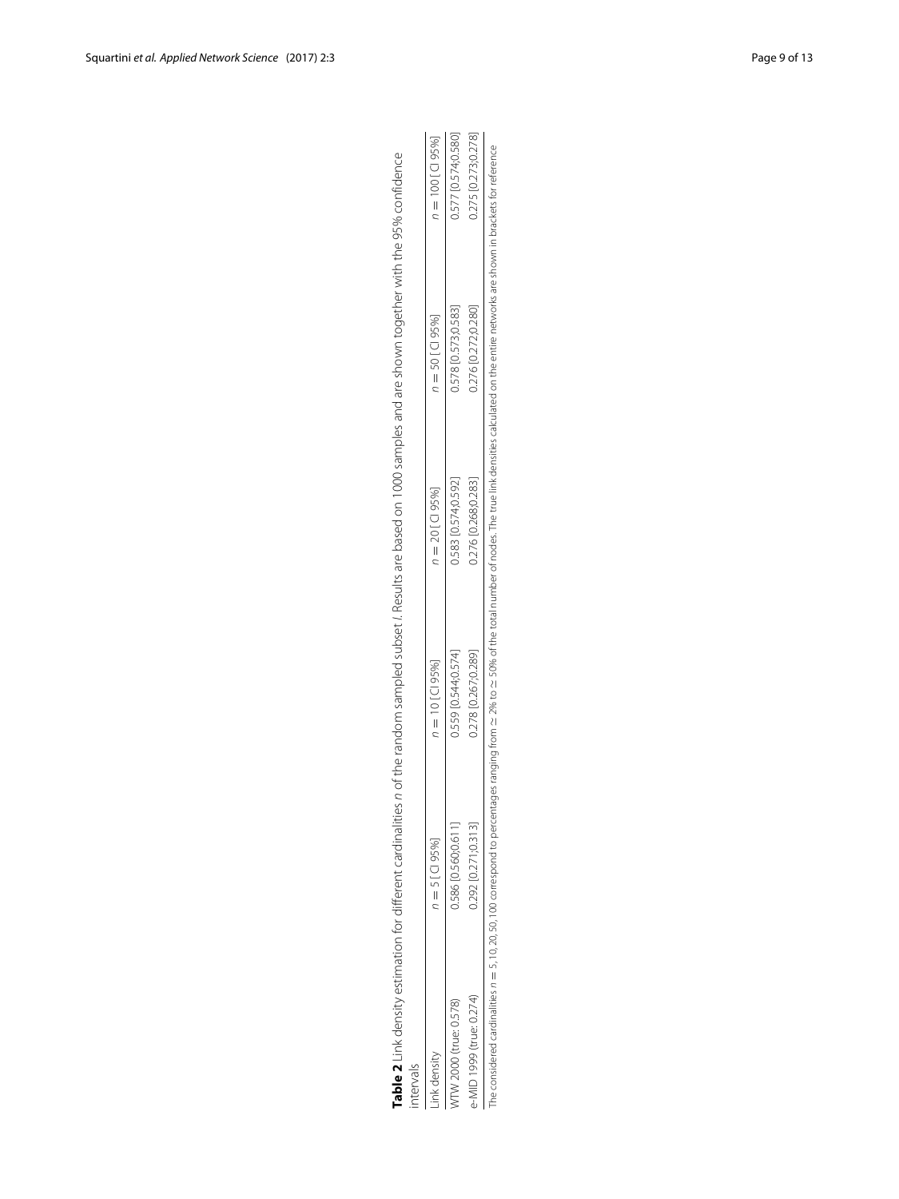**Table 2** Link density estimation for different cardinalities $n$ of the random sampled subset $I$. Results are based on 1000 samples and are shown together with the 95% confidence intervals

| Link density | $n = 5$ [CI 95%] | $n = 10$ [CI 95%] | $n = 20$ [CI 95%] | $n = 50$ [CI 95%] | $n = 100$ [CI 95%] |
|---|---|---|---|---|---|
| WTW 2000 (true: 0.578) | 0.586 [0.560;0.611] | 0.559 [0.544;0.574] | 0.583 [0.574;0.592] | 0.578 [0.573;0.583] | 0.577 [0.574;0.580] |
| e-MID 1999 (true: 0.274) | 0.292 [0.271;0.313] | 0.278 [0.267;0.289] | 0.276 [0.268;0.283] | 0.276 [0.272;0.280] | 0.275 [0.273;0.278] |

The considered cardinalities $n = 5, 10, 20, 50, 100$ correspond to percentages ranging from $\simeq 2\%$ to $\simeq 50\%$ of the total number of nodes. The true link densities calculated on the entire networks are shown in brackets for reference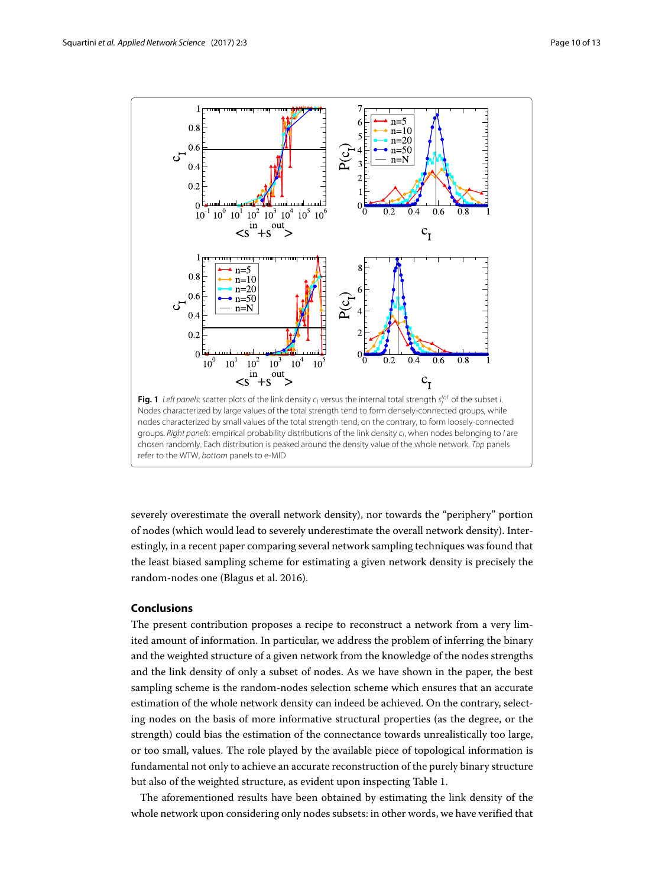**Fig. 1** *Left panels*: scatter plots of the link density $c_I$ versus the internal total strength $s_I^{tot}$ of the subset $I$. Nodes characterized by large values of the total strength tend to form densely-connected groups, while nodes characterized by small values of the total strength tend, on the contrary, to form loosely-connected groups. *Right panels*: empirical probability distributions of the link density $c_I$, when nodes belonging to $I$ are chosen randomly. Each distribution is peaked around the density value of the whole network. *Top* panels refer to the WTW, *bottom* panels to e-MID

severely overestimate the overall network density), nor towards the "periphery" portion of nodes (which would lead to severely underestimate the overall network density). Interestingly, in a recent paper comparing several network sampling techniques was found that the least biased sampling scheme for estimating a given network density is precisely the random-nodes one (Blagus et al. 2016).

## Conclusions

The present contribution proposes a recipe to reconstruct a network from a very limited amount of information. In particular, we address the problem of inferring the binary and the weighted structure of a given network from the knowledge of the nodes strengths and the link density of only a subset of nodes. As we have shown in the paper, the best sampling scheme is the random-nodes selection scheme which ensures that an accurate estimation of the whole network density can indeed be achieved. On the contrary, selecting nodes on the basis of more informative structural properties (as the degree, or the strength) could bias the estimation of the connectance towards unrealistically too large, or too small, values. The role played by the available piece of topological information is fundamental not only to achieve an accurate reconstruction of the purely binary structure but also of the weighted structure, as evident upon inspecting Table 1.

The aforementioned results have been obtained by estimating the link density of the whole network upon considering only nodes subsets: in other words, we have verified that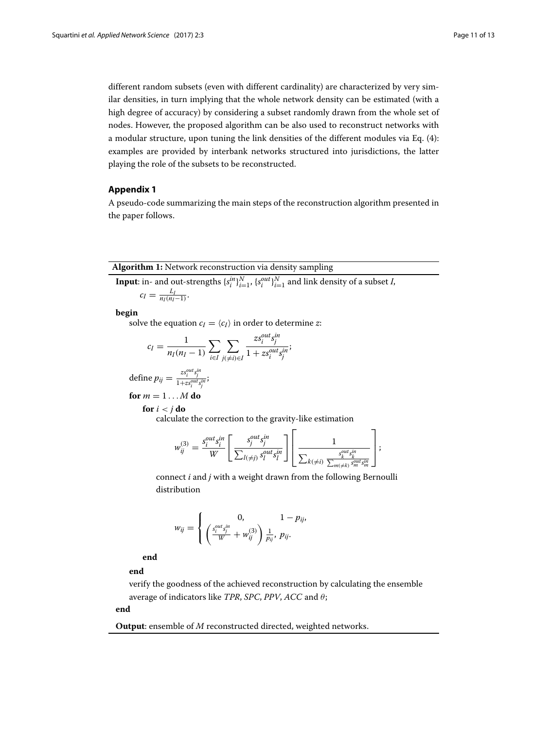different random subsets (even with different cardinality) are characterized by very similar densities, in turn implying that the whole network density can be estimated (with a high degree of accuracy) by considering a subset randomly drawn from the whole set of nodes. However, the proposed algorithm can be also used to reconstruct networks with a modular structure, upon tuning the link densities of the different modules via Eq. (4): examples are provided by interbank networks structured into jurisdictions, the latter playing the role of the subsets to be reconstructed.

## Appendix 1

A pseudo-code summarizing the main steps of the reconstruction algorithm presented in the paper follows.

---

**Algorithm 1:** Network reconstruction via density sampling

---

**Input**: in- and out-strengths $\{s_i^{in}\}_{i=1}^N$, $\{s_i^{out}\}_{i=1}^N$ and link density of a subset $I$, $c_I = \frac{L_I}{n_I(n_I-1)}$.

**begin**

solve the equation $c_I = \langle c_I \rangle$ in order to determine $z$:

$$c_I = \frac{1}{n_I(n_I-1)} \sum_{i \in I} \sum_{j(\neq i) \in I} \frac{z s_i^{out} s_j^{in}}{1 + z s_i^{out} s_j^{in}};$$

define $p_{ij} = \frac{z s_i^{out} s_j^{in}}{1 + z s_i^{out} s_j^{in}}$;

**for** $m = 1 \dots M$ **do**

**for** $i < j$ **do**

calculate the correction to the gravity-like estimation

$$w_{ij}^{(3)} = \frac{s_i^{out} s_i^{in}}{W} \left[ \frac{s_j^{out} s_j^{in}}{\sum_{l(\neq j)} s_l^{out} s_l^{in}} \right] \left[ \frac{1}{\sum_{k(\neq i)} \frac{s_k^{out} s_k^{in}}{\sum_{m(\neq k)} s_m^{out} s_m^{in}}} \right];$$

connect $i$ and $j$ with a weight drawn from the following Bernoulli distribution

$$w_{ij} = \begin{cases} 0, & 1 - p_{ij}, \\ \left( \frac{s_i^{out} s_j^{in}}{W} + w_{ij}^{(3)} \right) \frac{1}{p_{ij}}, & p_{ij}. \end{cases}$$

**end**

**end**

verify the goodness of the achieved reconstruction by calculating the ensemble average of indicators like *TPR*, *SPC*, *PPV*, *ACC* and $\theta$;

**end**

**Output**: ensemble of $M$ reconstructed directed, weighted networks.

---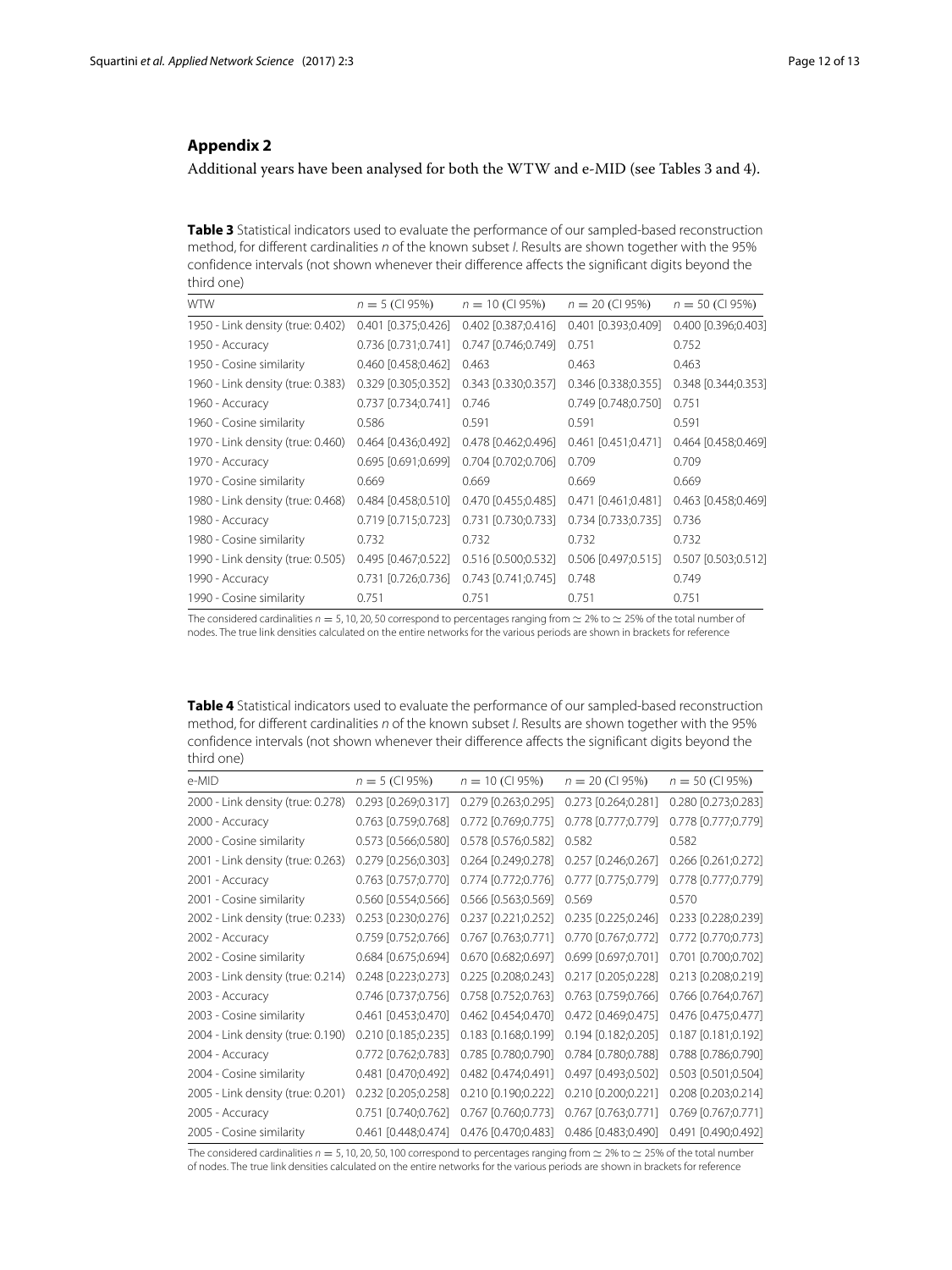## Appendix 2

Additional years have been analysed for both the WTW and e-MID (see Tables 3 and 4).

**Table 3** Statistical indicators used to evaluate the performance of our sampled-based reconstruction method, for different cardinalities $n$ of the known subset $I$. Results are shown together with the 95% confidence intervals (not shown whenever their difference affects the significant digits beyond the third one)

| WTW | $n = 5$ (CI 95%) | $n = 10$ (CI 95%) | $n = 20$ (CI 95%) | $n = 50$ (CI 95%) |
|---|---|---|---|---|
| 1950 - Link density (true: 0.402) | 0.401 [0.375;0.426] | 0.402 [0.387;0.416] | 0.401 [0.393;0.409] | 0.400 [0.396;0.403] |
| 1950 - Accuracy | 0.736 [0.731;0.741] | 0.747 [0.746;0.749] | 0.751 | 0.752 |
| 1950 - Cosine similarity | 0.460 [0.458;0.462] | 0.463 | 0.463 | 0.463 |
| 1960 - Link density (true: 0.383) | 0.329 [0.305;0.352] | 0.343 [0.330;0.357] | 0.346 [0.338;0.355] | 0.348 [0.344;0.353] |
| 1960 - Accuracy | 0.737 [0.734;0.741] | 0.746 | 0.749 [0.748;0.750] | 0.751 |
| 1960 - Cosine similarity | 0.586 | 0.591 | 0.591 | 0.591 |
| 1970 - Link density (true: 0.460) | 0.464 [0.436;0.492] | 0.478 [0.462;0.496] | 0.461 [0.451;0.471] | 0.464 [0.458;0.469] |
| 1970 - Accuracy | 0.695 [0.691;0.699] | 0.704 [0.702;0.706] | 0.709 | 0.709 |
| 1970 - Cosine similarity | 0.669 | 0.669 | 0.669 | 0.669 |
| 1980 - Link density (true: 0.468) | 0.484 [0.458;0.510] | 0.470 [0.455;0.485] | 0.471 [0.461;0.481] | 0.463 [0.458;0.469] |
| 1980 - Accuracy | 0.719 [0.715;0.723] | 0.731 [0.730;0.733] | 0.734 [0.733;0.735] | 0.736 |
| 1980 - Cosine similarity | 0.732 | 0.732 | 0.732 | 0.732 |
| 1990 - Link density (true: 0.505) | 0.495 [0.467;0.522] | 0.516 [0.500;0.532] | 0.506 [0.497;0.515] | 0.507 [0.503;0.512] |
| 1990 - Accuracy | 0.731 [0.726;0.736] | 0.743 [0.741;0.745] | 0.748 | 0.749 |
| 1990 - Cosine similarity | 0.751 | 0.751 | 0.751 | 0.751 |

The considered cardinalities $n = 5, 10, 20, 50$ correspond to percentages ranging from $\simeq 2\%$ to $\simeq 25\%$ of the total number of nodes. The true link densities calculated on the entire networks for the various periods are shown in brackets for reference

**Table 4** Statistical indicators used to evaluate the performance of our sampled-based reconstruction method, for different cardinalities $n$ of the known subset $I$. Results are shown together with the 95% confidence intervals (not shown whenever their difference affects the significant digits beyond the third one)

| e-MID | $n = 5$ (CI 95%) | $n = 10$ (CI 95%) | $n = 20$ (CI 95%) | $n = 50$ (CI 95%) |
|---|---|---|---|---|
| 2000 - Link density (true: 0.278) | 0.293 [0.269;0.317] | 0.279 [0.263;0.295] | 0.273 [0.264;0.281] | 0.280 [0.273;0.283] |
| 2000 - Accuracy | 0.763 [0.759;0.768] | 0.772 [0.769;0.775] | 0.778 [0.777;0.779] | 0.778 [0.777;0.779] |
| 2000 - Cosine similarity | 0.573 [0.566;0.580] | 0.578 [0.576;0.582] | 0.582 | 0.582 |
| 2001 - Link density (true: 0.263) | 0.279 [0.256;0.303] | 0.264 [0.249;0.278] | 0.257 [0.246;0.267] | 0.266 [0.261;0.272] |
| 2001 - Accuracy | 0.763 [0.757;0.770] | 0.774 [0.772;0.776] | 0.777 [0.775;0.779] | 0.778 [0.777;0.779] |
| 2001 - Cosine similarity | 0.560 [0.554;0.566] | 0.566 [0.563;0.569] | 0.569 | 0.570 |
| 2002 - Link density (true: 0.233) | 0.253 [0.230;0.276] | 0.237 [0.221;0.252] | 0.235 [0.225;0.246] | 0.233 [0.228;0.239] |
| 2002 - Accuracy | 0.759 [0.752;0.766] | 0.767 [0.763;0.771] | 0.770 [0.767;0.772] | 0.772 [0.770;0.773] |
| 2002 - Cosine similarity | 0.684 [0.675;0.694] | 0.670 [0.682;0.697] | 0.699 [0.697;0.701] | 0.701 [0.700;0.702] |
| 2003 - Link density (true: 0.214) | 0.248 [0.223;0.273] | 0.225 [0.208;0.243] | 0.217 [0.205;0.228] | 0.213 [0.208;0.219] |
| 2003 - Accuracy | 0.746 [0.737;0.756] | 0.758 [0.752;0.763] | 0.763 [0.759;0.766] | 0.766 [0.764;0.767] |
| 2003 - Cosine similarity | 0.461 [0.453;0.470] | 0.462 [0.454;0.470] | 0.472 [0.469;0.475] | 0.476 [0.475;0.477] |
| 2004 - Link density (true: 0.190) | 0.210 [0.185;0.235] | 0.183 [0.168;0.199] | 0.194 [0.182;0.205] | 0.187 [0.181;0.192] |
| 2004 - Accuracy | 0.772 [0.762;0.783] | 0.785 [0.780;0.790] | 0.784 [0.780;0.788] | 0.788 [0.786;0.790] |
| 2004 - Cosine similarity | 0.481 [0.470;0.492] | 0.482 [0.474;0.491] | 0.497 [0.493;0.502] | 0.503 [0.501;0.504] |
| 2005 - Link density (true: 0.201) | 0.232 [0.205;0.258] | 0.210 [0.190;0.222] | 0.210 [0.200;0.221] | 0.208 [0.203;0.214] |
| 2005 - Accuracy | 0.751 [0.740;0.762] | 0.767 [0.760;0.773] | 0.767 [0.763;0.771] | 0.769 [0.767;0.771] |
| 2005 - Cosine similarity | 0.461 [0.448;0.474] | 0.476 [0.470;0.483] | 0.486 [0.483;0.490] | 0.491 [0.490;0.492] |

The considered cardinalities $n = 5, 10, 20, 50, 100$ correspond to percentages ranging from $\simeq 2\%$ to $\simeq 25\%$ of the total number of nodes. The true link densities calculated on the entire networks for the various periods are shown in brackets for reference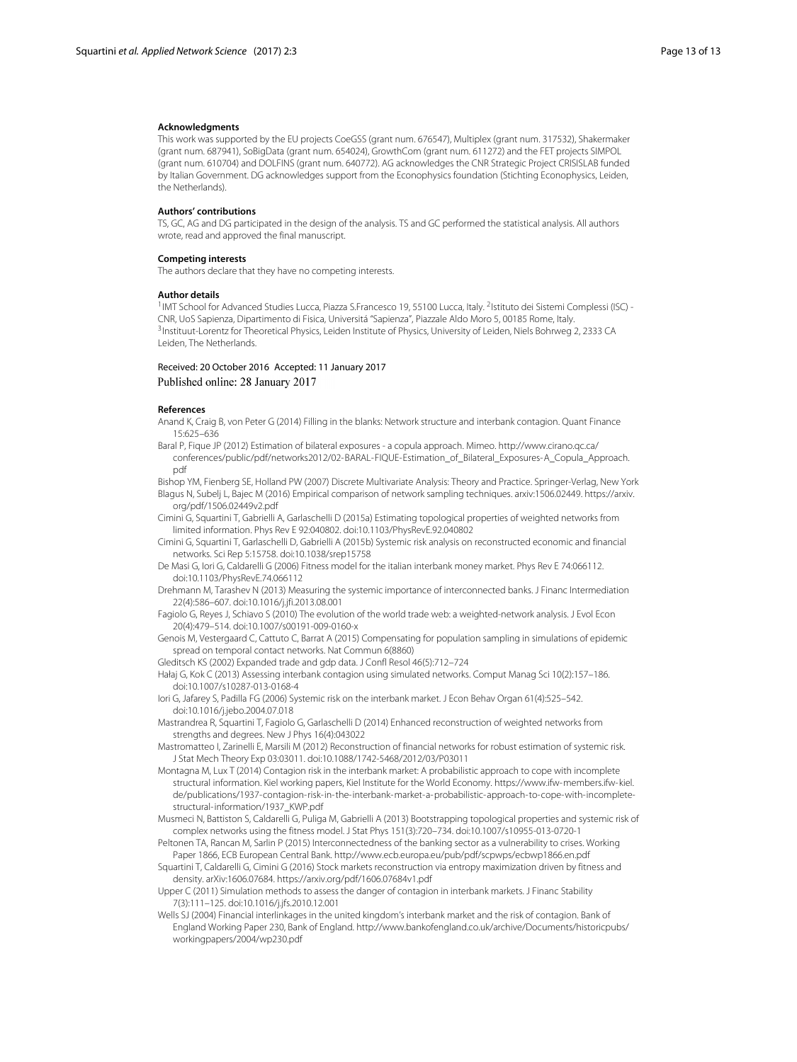### Acknowledgments

This work was supported by the EU projects CoeGSS (grant num. 676547), Multiplex (grant num. 317532), Shakermaker (grant num. 687941), SoBigData (grant num. 654024), GrowthCom (grant num. 611272) and the FET projects SIMPOL (grant num. 610704) and DOLFINS (grant num. 640772). AG acknowledges the CNR Strategic Project CRISISLAB funded by Italian Government. DG acknowledges support from the Econophysics foundation (Stichting Econophysics, Leiden, the Netherlands).

### Authors' contributions

TS, GC, AG and DG participated in the design of the analysis. TS and GC performed the statistical analysis. All authors wrote, read and approved the final manuscript.

### Competing interests

The authors declare that they have no competing interests.

### Author details

[1]IMT School for Advanced Studies Lucca, Piazza S.Francesco 19, 55100 Lucca, Italy. [2]Istituto dei Sistemi Complessi (ISC) - CNR, UoS Sapienza, Dipartimento di Fisica, Universitá "Sapienza", Piazzale Aldo Moro 5, 00185 Rome, Italy. [3]Instituut-Lorentz for Theoretical Physics, Leiden Institute of Physics, University of Leiden, Niels Bohrweg 2, 2333 CA Leiden, The Netherlands.

Received: 20 October 2016 Accepted: 11 January 2017
Published online: 28 January 2017

### References

Anand K, Craig B, von Peter G (2014) Filling in the blanks: Network structure and interbank contagion. Quant Finance 15:625–636

Baral P, Fique JP (2012) Estimation of bilateral exposures - a copula approach. Mimeo. http://www.cirano.qc.ca/conferences/public/pdf/networks2012/02-BARAL-FIQUE-Estimation_of_Bilateral_Exposures-A_Copula_Approach.pdf

Bishop YM, Fienberg SE, Holland PW (2007) Discrete Multivariate Analysis: Theory and Practice. Springer-Verlag, New York

Blagus N, Subelj L, Bajec M (2016) Empirical comparison of network sampling techniques. arxiv:1506.02449. https://arxiv.org/pdf/1506.02449v2.pdf

Cimini G, Squartini T, Gabrielli A, Garlaschelli D (2015a) Estimating topological properties of weighted networks from limited information. Phys Rev E 92:040802. doi:10.1103/PhysRevE.92.040802

Cimini G, Squartini T, Garlaschelli D, Gabrielli A (2015b) Systemic risk analysis on reconstructed economic and financial networks. Sci Rep 5:15758. doi:10.1038/srep15758

De Masi G, Iori G, Caldarelli G (2006) Fitness model for the italian interbank money market. Phys Rev E 74:066112. doi:10.1103/PhysRevE.74.066112

Drehmann M, Tarashev N (2013) Measuring the systemic importance of interconnected banks. J Financ Intermediation 22(4):586–607. doi:10.1016/j.jfi.2013.08.001

Fagiolo G, Reyes J, Schiavo S (2010) The evolution of the world trade web: a weighted-network analysis. J Evol Econ 20(4):479–514. doi:10.1007/s00191-009-0160-x

Genois M, Vestergaard C, Cattuto C, Barrat A (2015) Compensating for population sampling in simulations of epidemic spread on temporal contact networks. Nat Commun 6(8860)

Gleditsch KS (2002) Expanded trade and gdp data. J Confl Resol 46(5):712–724

Hałaj G, Kok C (2013) Assessing interbank contagion using simulated networks. Comput Manag Sci 10(2):157–186. doi:10.1007/s10287-013-0168-4

Iori G, Jafarey S, Padilla FG (2006) Systemic risk on the interbank market. J Econ Behav Organ 61(4):525–542. doi:10.1016/j.jebo.2004.07.018

Mastrandrea R, Squartini T, Fagiolo G, Garlaschelli D (2014) Enhanced reconstruction of weighted networks from strengths and degrees. New J Phys 16(4):043022

Mastromatteo I, Zarinelli E, Marsili M (2012) Reconstruction of financial networks for robust estimation of systemic risk. J Stat Mech Theory Exp 03:03011. doi:10.1088/1742-5468/2012/03/P03011

Montagna M, Lux T (2014) Contagion risk in the interbank market: A probabilistic approach to cope with incomplete structural information. Kiel working papers, Kiel Institute for the World Economy. https://www.ifw-members.ifw-kiel.de/publications/1937-contagion-risk-in-the-interbank-market-a-probabilistic-approach-to-cope-with-incomplete-structural-information/1937_KWP.pdf

Musmeci N, Battiston S, Caldarelli G, Puliga M, Gabrielli A (2013) Bootstrapping topological properties and systemic risk of complex networks using the fitness model. J Stat Phys 151(3):720–734. doi:10.1007/s10955-013-0720-1

Peltonen TA, Rancan M, Sarlin P (2015) Interconnectedness of the banking sector as a vulnerability to crises. Working Paper 1866, ECB European Central Bank. http://www.ecb.europa.eu/pub/pdf/scpwps/ecbwp1866.en.pdf

Squartini T, Caldarelli G, Cimini G (2016) Stock markets reconstruction via entropy maximization driven by fitness and density. arXiv:1606.07684. https://arxiv.org/pdf/1606.07684v1.pdf

Upper C (2011) Simulation methods to assess the danger of contagion in interbank markets. J Financ Stability 7(3):111–125. doi:10.1016/j.jfs.2010.12.001

Wells SJ (2004) Financial interlinkages in the united kingdom's interbank market and the risk of contagion. Bank of England Working Paper 230, Bank of England. http://www.bankofengland.co.uk/archive/Documents/historicpubs/workingpapers/2004/wp230.pdf